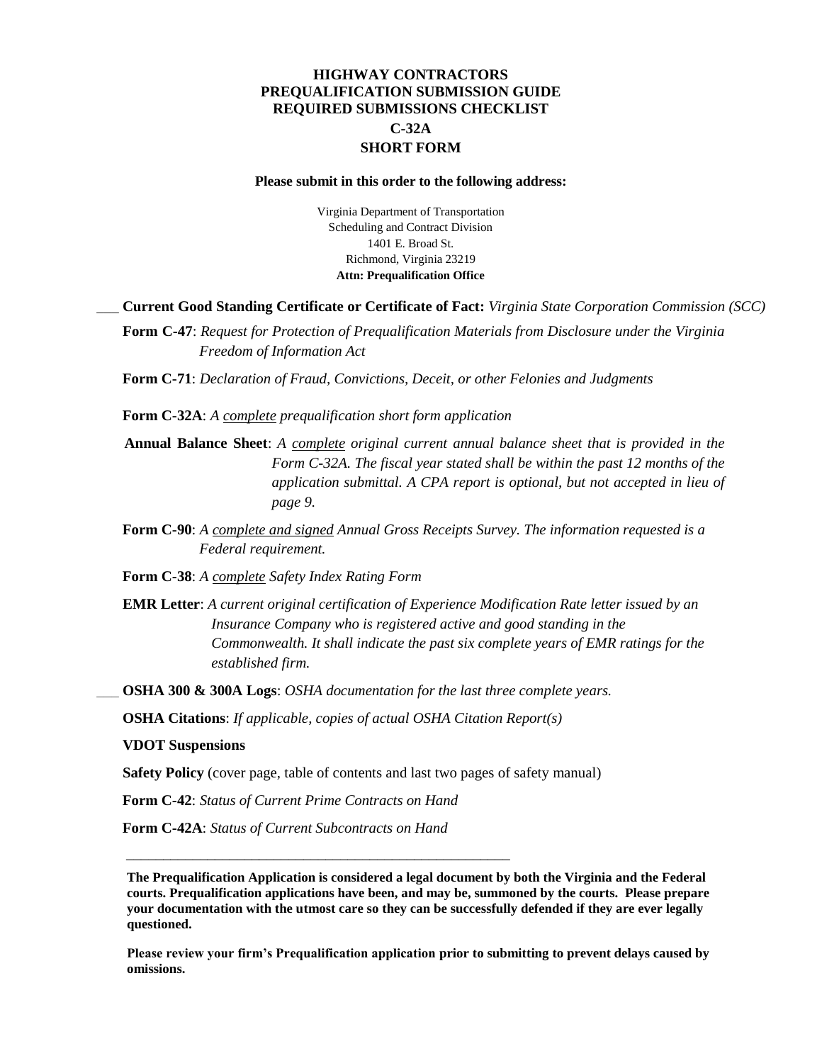# HIGHWAY CONTRACTORS
# PREQUALIFICATION SUBMISSION GUIDE
# REQUIRED SUBMISSIONS CHECKLIST
# C-32A
# SHORT FORM

**Please submit in this order to the following address:**

Virginia Department of Transportation
Scheduling and Contract Division
1401 E. Broad St.
Richmond, Virginia 23219
**Attn: Prequalification Office**

___ **Current Good Standing Certificate or Certificate of Fact:** *Virginia State Corporation Commission (SCC)*

**Form C-47**: *Request for Protection of Prequalification Materials from Disclosure under the Virginia Freedom of Information Act*

**Form C-71**: *Declaration of Fraud, Convictions, Deceit, or other Felonies and Judgments*

**Form C-32A**: *A complete prequalification short form application*

**Annual Balance Sheet**: *A complete original current annual balance sheet that is provided in the Form C-32A. The fiscal year stated shall be within the past 12 months of the application submittal. A CPA report is optional, but not accepted in lieu of page 9.*

**Form C-90**: *A complete and signed Annual Gross Receipts Survey. The information requested is a Federal requirement.*

**Form C-38**: *A complete Safety Index Rating Form*

**EMR Letter**: *A current original certification of Experience Modification Rate letter issued by an Insurance Company who is registered active and good standing in the Commonwealth. It shall indicate the past six complete years of EMR ratings for the established firm.*

___ **OSHA 300 & 300A Logs**: *OSHA documentation for the last three complete years.*

**OSHA Citations**: *If applicable, copies of actual OSHA Citation Report(s)*

**VDOT Suspensions**

**Safety Policy** (cover page, table of contents and last two pages of safety manual)

**Form C-42**: *Status of Current Prime Contracts on Hand*

**Form C-42A**: *Status of Current Subcontracts on Hand*

---

**The Prequalification Application is considered a legal document by both the Virginia and the Federal courts. Prequalification applications have been, and may be, summoned by the courts. Please prepare your documentation with the utmost care so they can be successfully defended if they are ever legally questioned.**

**Please review your firm's Prequalification application prior to submitting to prevent delays caused by omissions.**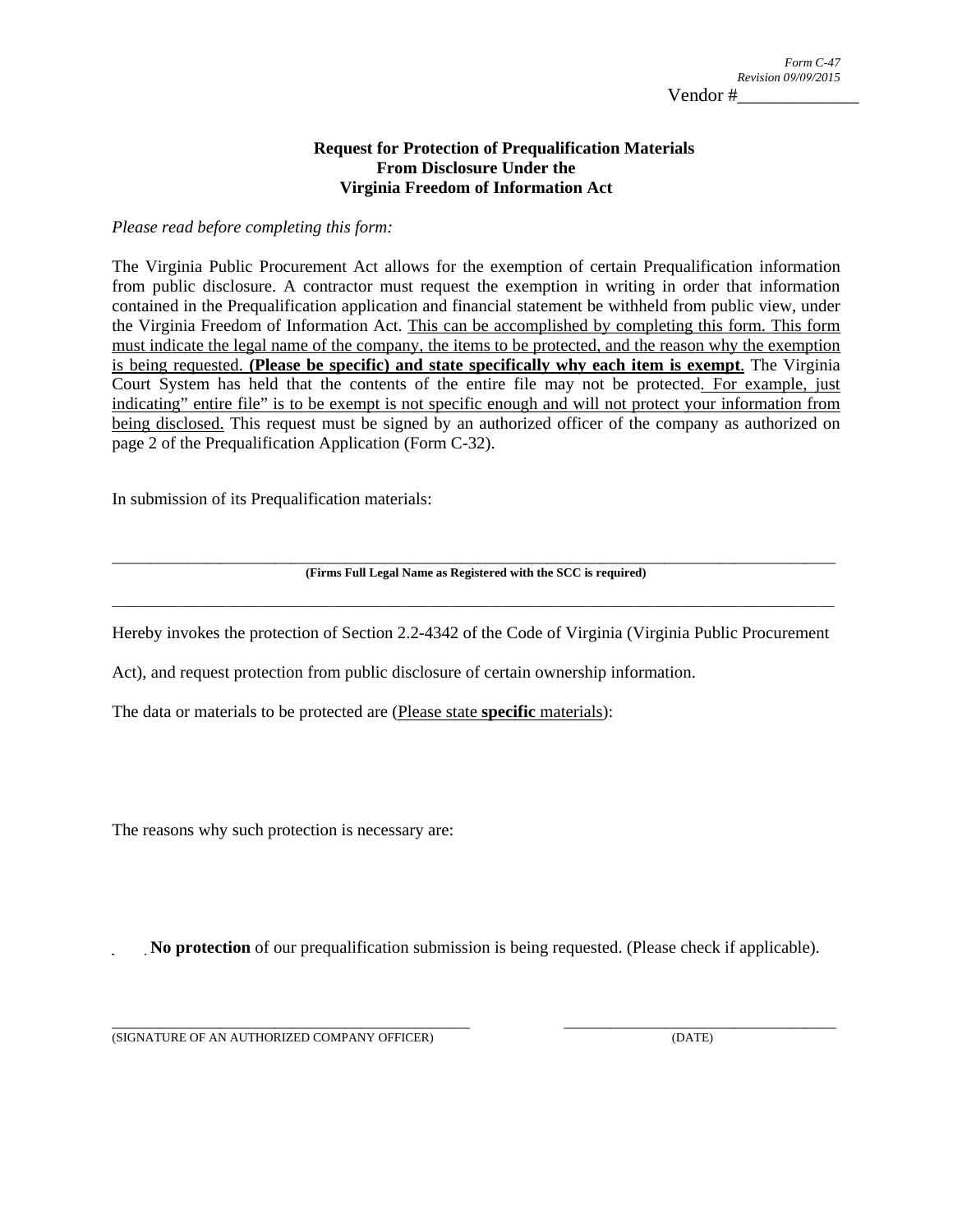*Form C-47*
*Revision 09/09/2015*

Vendor #_____________

**Request for Protection of Prequalification Materials**
**From Disclosure Under the**
**Virginia Freedom of Information Act**

*Please read before completing this form:*

The Virginia Public Procurement Act allows for the exemption of certain Prequalification information from public disclosure. A contractor must request the exemption in writing in order that information contained in the Prequalification application and financial statement be withheld from public view, under the Virginia Freedom of Information Act. <u>This can be accomplished by completing this form. This form must indicate the legal name of the company, the items to be protected, and the reason why the exemption is being requested.</u> <u>**(Please be specific) and state specifically why each item is exempt**</u>. The Virginia Court System has held that the contents of the entire file may not be protected<u>. For example, just indicating" entire file" is to be exempt is not specific enough and will not protect your information from being disclosed.</u> This request must be signed by an authorized officer of the company as authorized on page 2 of the Prequalification Application (Form C-32).

In submission of its Prequalification materials:

_______________________________________________________________________________

**(Firms Full Legal Name as Registered with the SCC is required)**

_______________________________________________________________________________

Hereby invokes the protection of Section 2.2-4342 of the Code of Virginia (Virginia Public Procurement Act), and request protection from public disclosure of certain ownership information.

The data or materials to be protected are (<u>Please state **specific** materials</u>):

The reasons why such protection is necessary are:

☐ **No protection** of our prequalification submission is being requested. (Please check if applicable).

_______________________________________ _______________________________

(SIGNATURE OF AN AUTHORIZED COMPANY OFFICER) (DATE)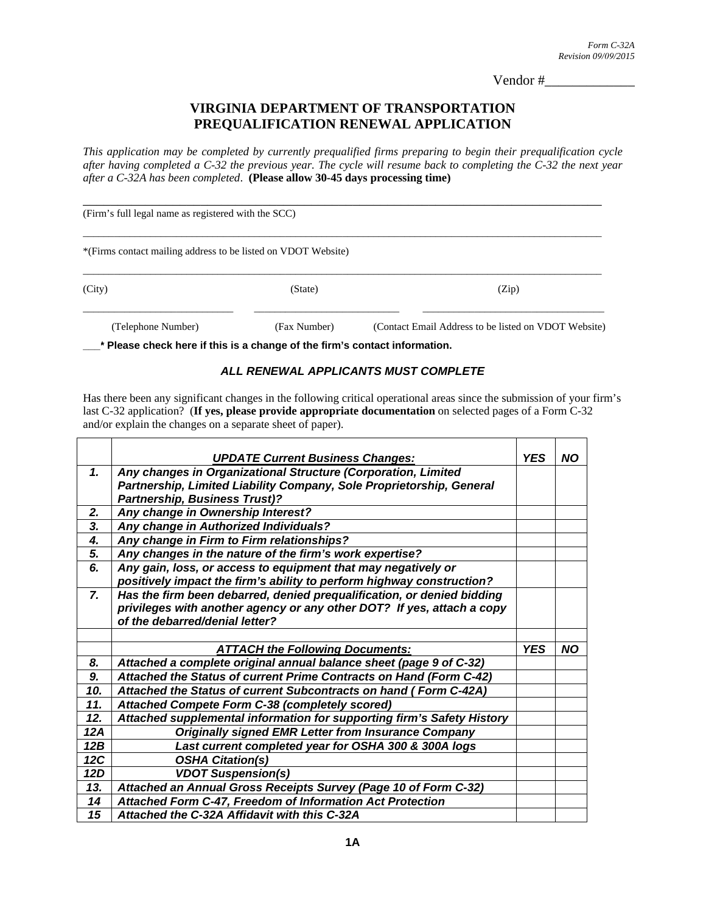Form C-32A
Revision 09/09/2015

Vendor #_____________

# VIRGINIA DEPARTMENT OF TRANSPORTATION
# PREQUALIFICATION RENEWAL APPLICATION

*This application may be completed by currently prequalified firms preparing to begin their prequalification cycle after having completed a C-32 the previous year. The cycle will resume back to completing the C-32 the next year after a C-32A has been completed*. **(Please allow 30-45 days processing time)**

_______________________________________________________________________________
(Firm's full legal name as registered with the SCC)

_______________________________________________________________________________
*(Firms contact mailing address to be listed on VDOT Website)

_______________________________________________________________________________
(City) (State) (Zip)

___________________________ ___________________________ ___________________________
(Telephone Number) (Fax Number) (Contact Email Address to be listed on VDOT Website)

**___* Please check here if this is a change of the firm's contact information.**

### *ALL RENEWAL APPLICANTS MUST COMPLETE*

Has there been any significant changes in the following critical operational areas since the submission of your firm's last C-32 application? (**If yes, please provide appropriate documentation** on selected pages of a Form C-32 and/or explain the changes on a separate sheet of paper).

| | ***UPDATE Current Business Changes:*** | ***YES*** | ***NO*** |
|---|---|---|---|
| ***1.*** | ***Any changes in Organizational Structure (Corporation, Limited Partnership, Limited Liability Company, Sole Proprietorship, General Partnership, Business Trust)?*** | | |
| ***2.*** | ***Any change in Ownership Interest?*** | | |
| ***3.*** | ***Any change in Authorized Individuals?*** | | |
| ***4.*** | ***Any change in Firm to Firm relationships?*** | | |
| ***5.*** | ***Any changes in the nature of the firm's work expertise?*** | | |
| ***6.*** | ***Any gain, loss, or access to equipment that may negatively or positively impact the firm's ability to perform highway construction?*** | | |
| ***7.*** | ***Has the firm been debarred, denied prequalification, or denied bidding privileges with another agency or any other DOT? If yes, attach a copy of the debarred/denial letter?*** | | |
| | | | |
| | ***ATTACH the Following Documents:*** | ***YES*** | ***NO*** |
| ***8.*** | ***Attached a complete original annual balance sheet (page 9 of C-32)*** | | |
| ***9.*** | ***Attached the Status of current Prime Contracts on Hand (Form C-42)*** | | |
| ***10.*** | ***Attached the Status of current Subcontracts on hand ( Form C-42A)*** | | |
| ***11.*** | ***Attached Compete Form C-38 (completely scored)*** | | |
| ***12.*** | ***Attached supplemental information for supporting firm's Safety History*** | | |
| ***12A*** | ***Originally signed EMR Letter from Insurance Company*** | | |
| ***12B*** | ***Last current completed year for OSHA 300 & 300A logs*** | | |
| ***12C*** | ***OSHA Citation(s)*** | | |
| ***12D*** | ***VDOT Suspension(s)*** | | |
| ***13.*** | ***Attached an Annual Gross Receipts Survey (Page 10 of Form C-32)*** | | |
| ***14*** | ***Attached Form C-47, Freedom of Information Act Protection*** | | |
| ***15*** | ***Attached the C-32A Affidavit with this C-32A*** | | |

**1A**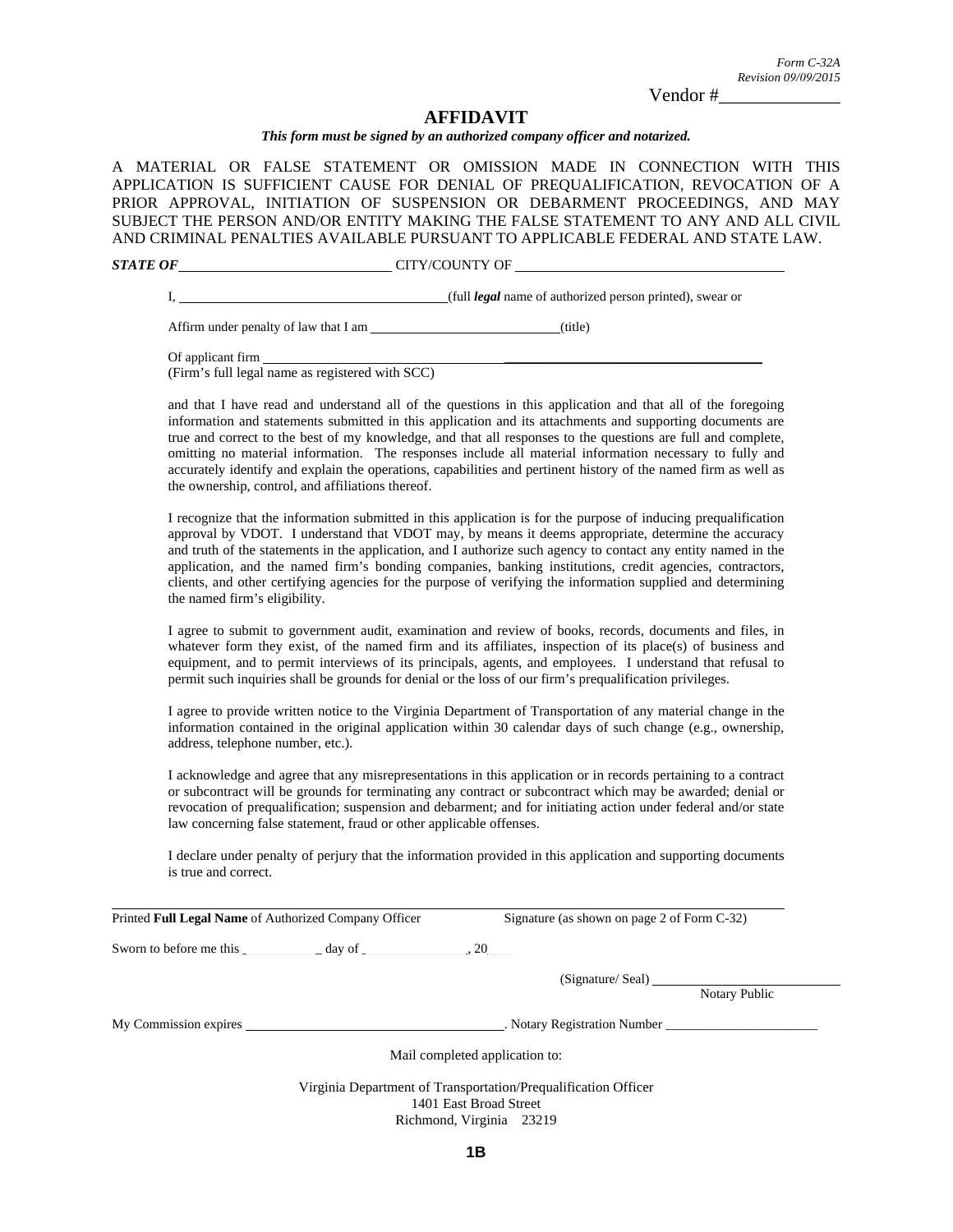Form C-32A
Revision 09/09/2015

Vendor #______________

# AFFIDAVIT

***This form must be signed by an authorized company officer and notarized.***

A MATERIAL OR FALSE STATEMENT OR OMISSION MADE IN CONNECTION WITH THIS APPLICATION IS SUFFICIENT CAUSE FOR DENIAL OF PREQUALIFICATION, REVOCATION OF A PRIOR APPROVAL, INITIATION OF SUSPENSION OR DEBARMENT PROCEEDINGS, AND MAY SUBJECT THE PERSON AND/OR ENTITY MAKING THE FALSE STATEMENT TO ANY AND ALL CIVIL AND CRIMINAL PENALTIES AVAILABLE PURSUANT TO APPLICABLE FEDERAL AND STATE LAW.

***STATE OF*** ______________________________ CITY/COUNTY OF ____________________________________

I, ______________________________________(full ***legal*** name of authorized person printed), swear or

Affirm under penalty of law that I am ____________________________(title)

Of applicant firm ________________________________________________________________________
(Firm's full legal name as registered with SCC)

and that I have read and understand all of the questions in this application and that all of the foregoing information and statements submitted in this application and its attachments and supporting documents are true and correct to the best of my knowledge, and that all responses to the questions are full and complete, omitting no material information. The responses include all material information necessary to fully and accurately identify and explain the operations, capabilities and pertinent history of the named firm as well as the ownership, control, and affiliations thereof.

I recognize that the information submitted in this application is for the purpose of inducing prequalification approval by VDOT. I understand that VDOT may, by means it deems appropriate, determine the accuracy and truth of the statements in the application, and I authorize such agency to contact any entity named in the application, and the named firm's bonding companies, banking institutions, credit agencies, contractors, clients, and other certifying agencies for the purpose of verifying the information supplied and determining the named firm's eligibility.

I agree to submit to government audit, examination and review of books, records, documents and files, in whatever form they exist, of the named firm and its affiliates, inspection of its place(s) of business and equipment, and to permit interviews of its principals, agents, and employees. I understand that refusal to permit such inquiries shall be grounds for denial or the loss of our firm's prequalification privileges.

I agree to provide written notice to the Virginia Department of Transportation of any material change in the information contained in the original application within 30 calendar days of such change (e.g., ownership, address, telephone number, etc.).

I acknowledge and agree that any misrepresentations in this application or in records pertaining to a contract or subcontract will be grounds for terminating any contract or subcontract which may be awarded; denial or revocation of prequalification; suspension and debarment; and for initiating action under federal and/or state law concerning false statement, fraud or other applicable offenses.

I declare under penalty of perjury that the information provided in this application and supporting documents is true and correct.

_______________________________________________________________________________________

Printed **Full Legal Name** of Authorized Company Officer Signature (as shown on page 2 of Form C-32)

Sworn to before me this ____________ day of _________________, 20____

(Signature/ Seal) ____________________________
Notary Public

My Commission expires ______________________________________. Notary Registration Number ________________________

Mail completed application to:

Virginia Department of Transportation/Prequalification Officer
1401 East Broad Street
Richmond, Virginia 23219

1B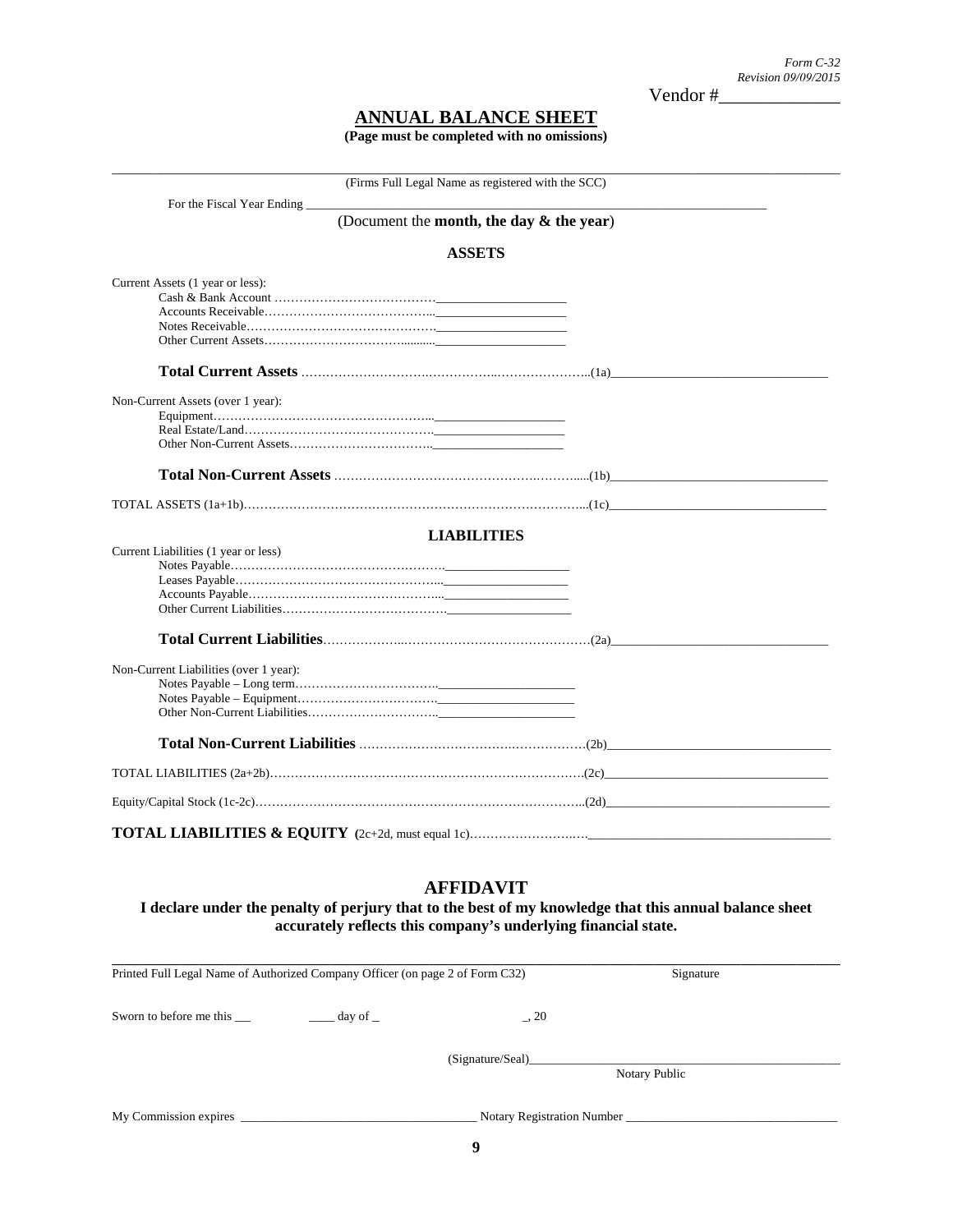*Form C-32*
*Revision 09/09/2015*

Vendor #_____________

# ANNUAL BALANCE SHEET

**(Page must be completed with no omissions)**

_______________________________________________________________________________
(Firms Full Legal Name as registered with the SCC)

For the Fiscal Year Ending _______________________________________________

(Document the **month, the day & the year**)

## ASSETS

Current Assets (1 year or less):

- Cash & Bank Account ……………………………… ____________________
- Accounts Receivable………………………………… ____________________
- Notes Receivable……………………………………… ____________________
- Other Current Assets…………………………………… ____________________

**Total Current Assets** ……………………………………………………………..(1a)_______________________________

Non-Current Assets (over 1 year):

- Equipment……………………………………………… ____________________
- Real Estate/Land……………………………………… ____________________
- Other Non-Current Assets…………………………… ____________________

**Total Non-Current Assets** ……………………………………………………….....(1b)_______________________________

TOTAL ASSETS (1a+1b)……………………………………………………………………...(1c)_______________________________

## LIABILITIES

Current Liabilities (1 year or less)

- Notes Payable…………………………………………… ____________________
- Leases Payable………………………………………… ____________________
- Accounts Payable……………………………………… ____________________
- Other Current Liabilities……………………………… ____________________

**Total Current Liabilities**………………………………………………………………(2a)_______________________________

Non-Current Liabilities (over 1 year):

- Notes Payable – Long term…………………………… ____________________
- Notes Payable – Equipment…………………………… ____________________
- Other Non-Current Liabilities………………………… ____________________

**Total Non-Current Liabilities** ……………………………………………………(2b)_______________________________

TOTAL LIABILITIES (2a+2b)……………………………………………………………….(2c)_______________________________

Equity/Capital Stock (1c-2c)……………………………………………………………..(2d)_______________________________

**TOTAL LIABILITIES & EQUITY** (2c+2d, must equal 1c)………………………_______________________________

## AFFIDAVIT

**I declare under the penalty of perjury that to the best of my knowledge that this annual balance sheet accurately reflects this company's underlying financial state.**

_______________________________________________________________________________
Printed Full Legal Name of Authorized Company Officer (on page 2 of Form C32)          Signature

Sworn to before me this ___ ____ day of _ _, 20

(Signature/Seal)_______________________________________
Notary Public

My Commission expires ______________________ Notary Registration Number ______________________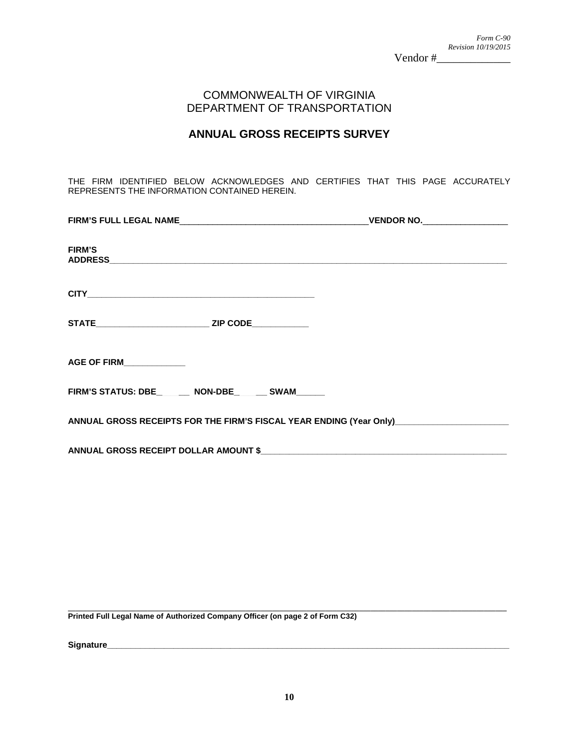*Form C-90*
*Revision 10/19/2015*
Vendor #_____________

# COMMONWEALTH OF VIRGINIA
# DEPARTMENT OF TRANSPORTATION

## ANNUAL GROSS RECEIPTS SURVEY

THE FIRM IDENTIFIED BELOW ACKNOWLEDGES AND CERTIFIES THAT THIS PAGE ACCURATELY REPRESENTS THE INFORMATION CONTAINED HEREIN.

**FIRM'S FULL LEGAL NAME**_______________________________________**VENDOR NO.**__________________

**FIRM'S ADDRESS**_____________________________________________________________________________

**CITY**_______________________________________________

**STATE**________________________ **ZIP CODE**____________

**AGE OF FIRM**_____________

**FIRM'S STATUS: DBE**_________ **NON-DBE**_________ **SWAM**______

**ANNUAL GROSS RECEIPTS FOR THE FIRM'S FISCAL YEAR ENDING (Year Only)**________________________

**ANNUAL GROSS RECEIPT DOLLAR AMOUNT $**_______________________________________________________

_____________________________________________________________________________________________
**Printed Full Legal Name of Authorized Company Officer (on page 2 of Form C32)**

**Signature**___________________________________________________________________________________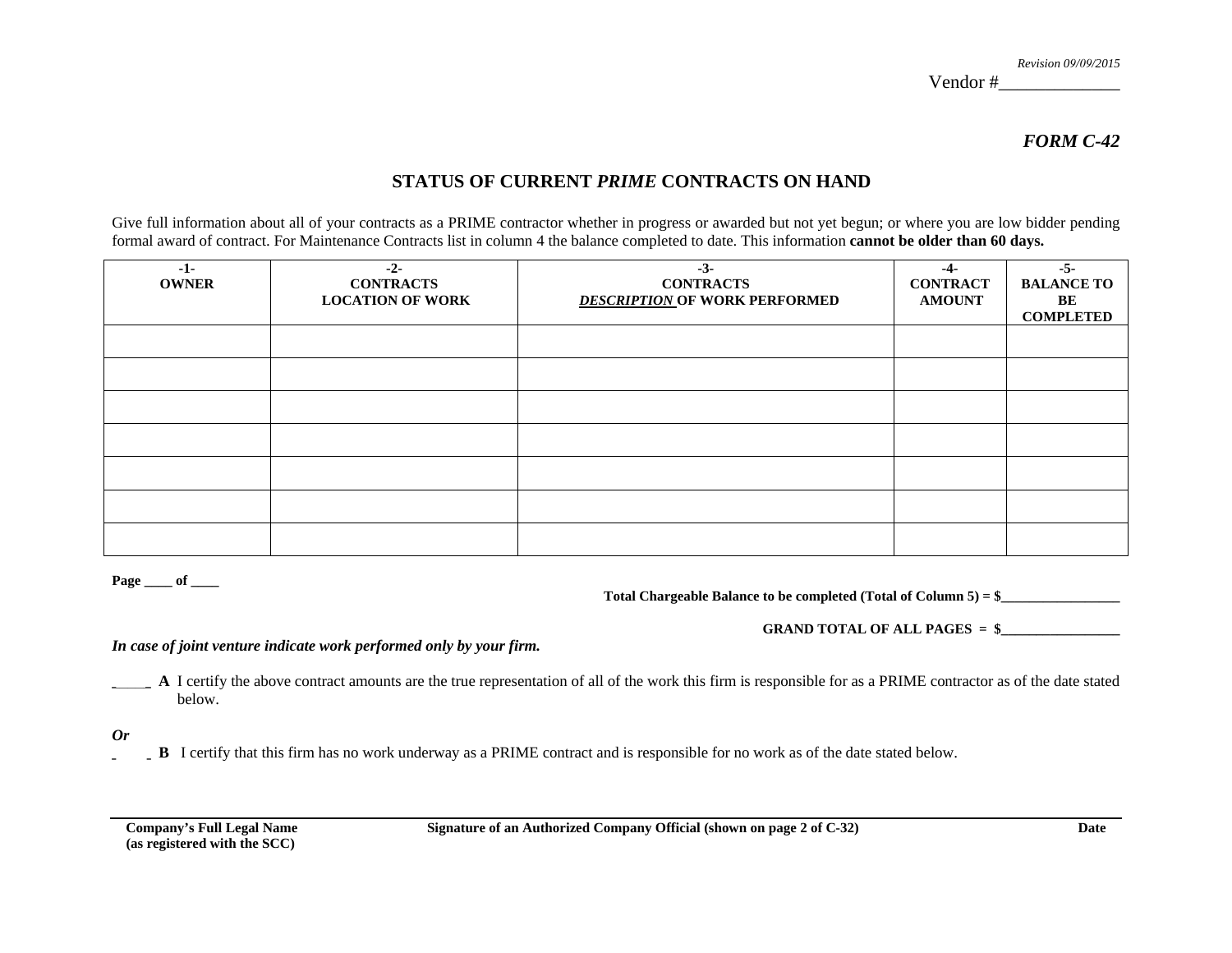*Revision 09/09/2015*

Vendor #_____________

***FORM C-42***

# STATUS OF CURRENT *PRIME* CONTRACTS ON HAND

Give full information about all of your contracts as a PRIME contractor whether in progress or awarded but not yet begun; or where you are low bidder pending formal award of contract. For Maintenance Contracts list in column 4 the balance completed to date. This information **cannot be older than 60 days.**

| -1- OWNER | -2- CONTRACTS LOCATION OF WORK | -3- CONTRACTS ***DESCRIPTION*** OF WORK PERFORMED | -4- CONTRACT AMOUNT | -5- BALANCE TO BE COMPLETED |
|---|---|---|---|---|
| | | | | |
| | | | | |
| | | | | |
| | | | | |
| | | | | |
| | | | | |
| | | | | |

**Page ____ of ____**

**Total Chargeable Balance to be completed (Total of Column 5) = $_________________**

**GRAND TOTAL OF ALL PAGES = $_________________**

***In case of joint venture indicate work performed only by your firm.***

_____ **A** I certify the above contract amounts are the true representation of all of the work this firm is responsible for as a PRIME contractor as of the date stated below.

***Or***

_____ **B** I certify that this firm has no work underway as a PRIME contract and is responsible for no work as of the date stated below.

| **Company's Full Legal Name (as registered with the SCC)** | **Signature of an Authorized Company Official (shown on page 2 of C-32)** | **Date** |
|---|---|---|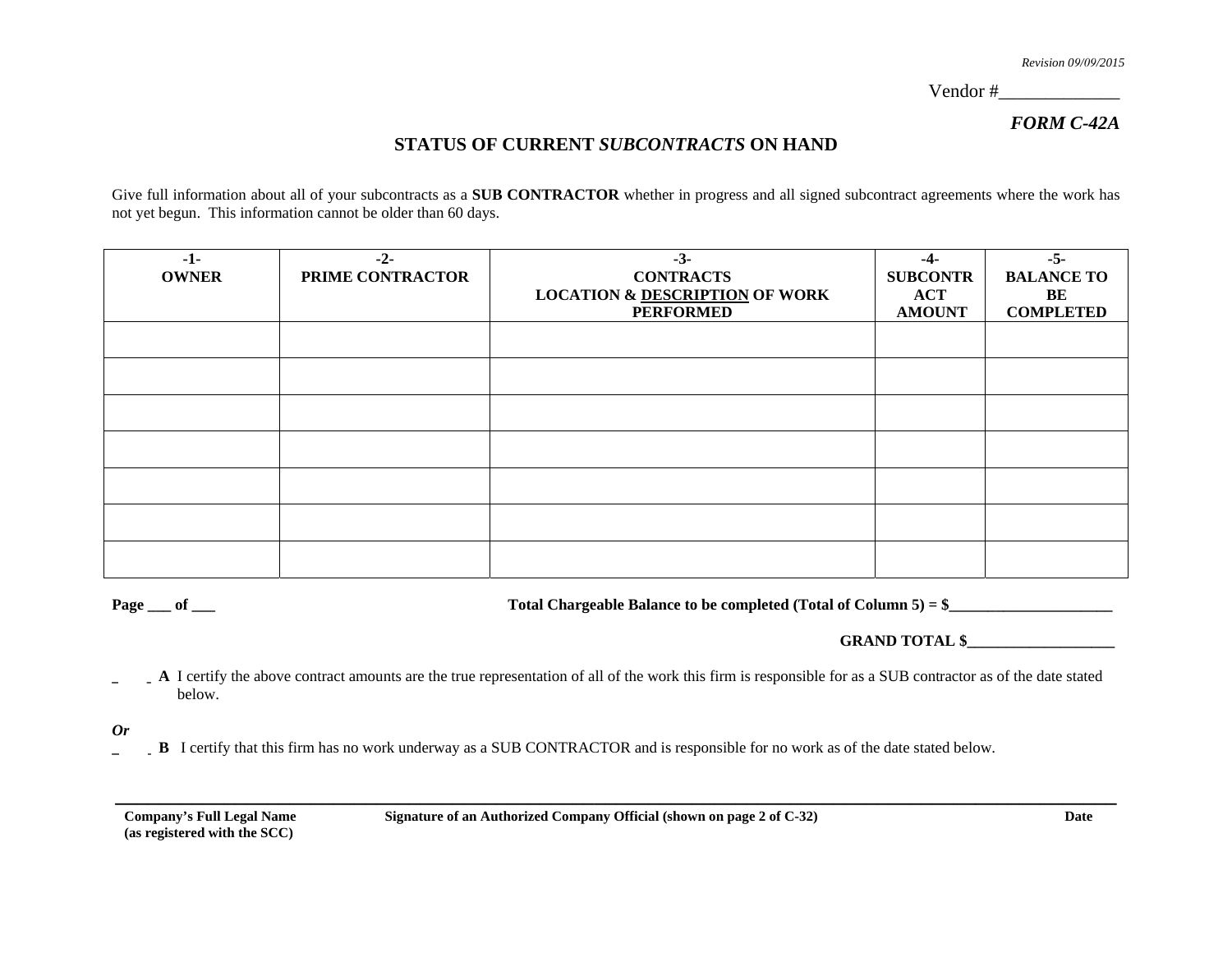*Revision 09/09/2015*

Vendor #_____________

***FORM C-42A***

## STATUS OF CURRENT *SUBCONTRACTS* ON HAND

Give full information about all of your subcontracts as a **SUB CONTRACTOR** whether in progress and all signed subcontract agreements where the work has not yet begun. This information cannot be older than 60 days.

| -1- OWNER | -2- PRIME CONTRACTOR | -3- CONTRACTS LOCATION & DESCRIPTION OF WORK PERFORMED | -4- SUBCONTRACT AMOUNT | -5- BALANCE TO BE COMPLETED |
|---|---|---|---|---|
| | | | | |
| | | | | |
| | | | | |
| | | | | |
| | | | | |
| | | | | |
| | | | | |

**Page ___ of ___** **Total Chargeable Balance to be completed (Total of Column 5) = $_____________________**

**GRAND TOTAL $___________________**

_ _ **A** I certify the above contract amounts are the true representation of all of the work this firm is responsible for as a SUB contractor as of the date stated below.

***Or***

_ _ **B** I certify that this firm has no work underway as a SUB CONTRACTOR and is responsible for no work as of the date stated below.

---

**Company's Full Legal Name (as registered with the SCC)** **Signature of an Authorized Company Official (shown on page 2 of C-32)** **Date**